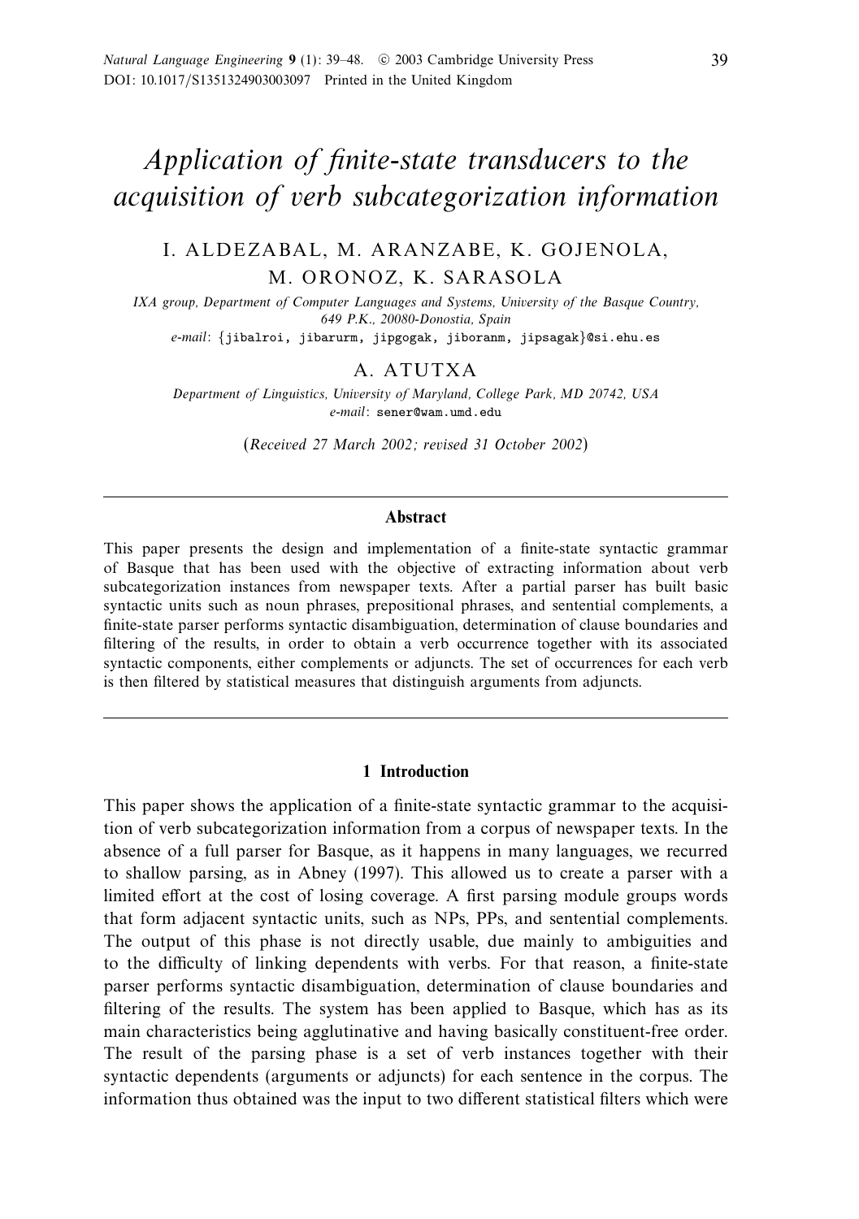# *Application of finite-state transducers to the acquisition of verb subcategorization information*

I. ALDEZABAL, M. ARANZABE, K. GOJENOLA, M. ORONOZ, K. SARASOLA

*IXA group, Department of Computer Languages and Systems, University of the Basque Country, 649 P.K., 20080-Donostia, Spain*
*e-mail*: {jibalroi, jibarurm, jipgogak, jiboranm, jipsagak}@si.ehu.es

A. ATUTXA

*Department of Linguistics, University of Maryland, College Park, MD 20742, USA*
*e-mail*: sener@wam.umd.edu

(*Received 27 March 2002; revised 31 October 2002*)

## Abstract

This paper presents the design and implementation of a finite-state syntactic grammar of Basque that has been used with the objective of extracting information about verb subcategorization instances from newspaper texts. After a partial parser has built basic syntactic units such as noun phrases, prepositional phrases, and sentential complements, a finite-state parser performs syntactic disambiguation, determination of clause boundaries and filtering of the results, in order to obtain a verb occurrence together with its associated syntactic components, either complements or adjuncts. The set of occurrences for each verb is then filtered by statistical measures that distinguish arguments from adjuncts.

## 1 Introduction

This paper shows the application of a finite-state syntactic grammar to the acquisition of verb subcategorization information from a corpus of newspaper texts. In the absence of a full parser for Basque, as it happens in many languages, we recurred to shallow parsing, as in Abney (1997). This allowed us to create a parser with a limited effort at the cost of losing coverage. A first parsing module groups words that form adjacent syntactic units, such as NPs, PPs, and sentential complements. The output of this phase is not directly usable, due mainly to ambiguities and to the difficulty of linking dependents with verbs. For that reason, a finite-state parser performs syntactic disambiguation, determination of clause boundaries and filtering of the results. The system has been applied to Basque, which has as its main characteristics being agglutinative and having basically constituent-free order. The result of the parsing phase is a set of verb instances together with their syntactic dependents (arguments or adjuncts) for each sentence in the corpus. The information thus obtained was the input to two different statistical filters which were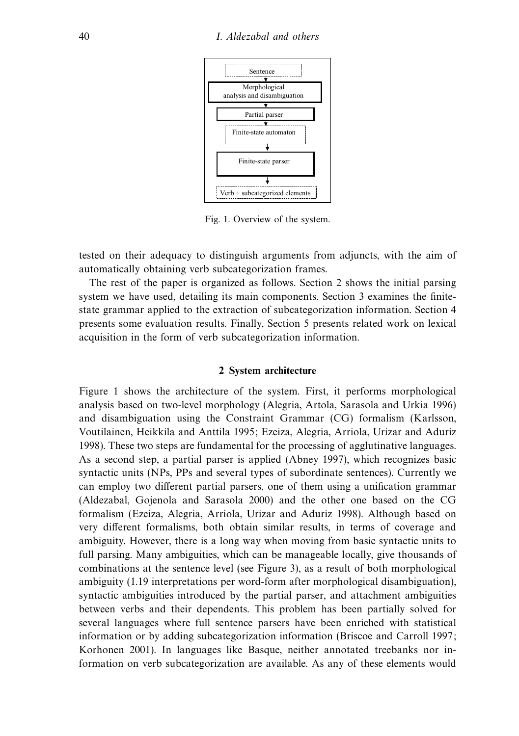Sentence

Morphological analysis and disambiguation

Partial parser

Finite-state automaton

Finite-state parser

Verb + subcategorized elements

Fig. 1. Overview of the system.

tested on their adequacy to distinguish arguments from adjuncts, with the aim of automatically obtaining verb subcategorization frames.

The rest of the paper is organized as follows. Section 2 shows the initial parsing system we have used, detailing its main components. Section 3 examines the finite-state grammar applied to the extraction of subcategorization information. Section 4 presents some evaluation results. Finally, Section 5 presents related work on lexical acquisition in the form of verb subcategorization information.

## 2 System architecture

Figure 1 shows the architecture of the system. First, it performs morphological analysis based on two-level morphology (Alegria, Artola, Sarasola and Urkia 1996) and disambiguation using the Constraint Grammar (CG) formalism (Karlsson, Voutilainen, Heikkila and Anttila 1995; Ezeiza, Alegria, Arriola, Urizar and Aduriz 1998). These two steps are fundamental for the processing of agglutinative languages. As a second step, a partial parser is applied (Abney 1997), which recognizes basic syntactic units (NPs, PPs and several types of subordinate sentences). Currently we can employ two different partial parsers, one of them using a unification grammar (Aldezabal, Gojenola and Sarasola 2000) and the other one based on the CG formalism (Ezeiza, Alegria, Arriola, Urizar and Aduriz 1998). Although based on very different formalisms, both obtain similar results, in terms of coverage and ambiguity. However, there is a long way when moving from basic syntactic units to full parsing. Many ambiguities, which can be manageable locally, give thousands of combinations at the sentence level (see Figure 3), as a result of both morphological ambiguity (1.19 interpretations per word-form after morphological disambiguation), syntactic ambiguities introduced by the partial parser, and attachment ambiguities between verbs and their dependents. This problem has been partially solved for several languages where full sentence parsers have been enriched with statistical information or by adding subcategorization information (Briscoe and Carroll 1997; Korhonen 2001). In languages like Basque, neither annotated treebanks nor information on verb subcategorization are available. As any of these elements would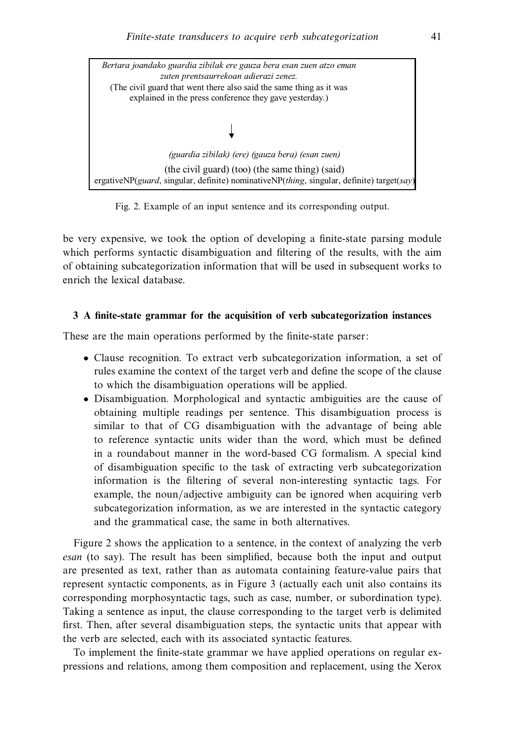*Bertara joandako guardia zibilak ere gauza bera esan zuen atzo eman zuten prentsaurrekoan adierazi zenez.*
(The civil guard that went there also said the same thing as it was explained in the press conference they gave yesterday.)

↓

*(guardia zibilak) (ere) (gauza bera) (esan zuen)*
(the civil guard) (too) (the same thing) (said)
ergativeNP(*guard*, singular, definite) nominativeNP(*thing*, singular, definite) target(*say*)

Fig. 2. Example of an input sentence and its corresponding output.

be very expensive, we took the option of developing a finite-state parsing module which performs syntactic disambiguation and filtering of the results, with the aim of obtaining subcategorization information that will be used in subsequent works to enrich the lexical database.

## 3 A finite-state grammar for the acquisition of verb subcategorization instances

These are the main operations performed by the finite-state parser:

- Clause recognition. To extract verb subcategorization information, a set of rules examine the context of the target verb and define the scope of the clause to which the disambiguation operations will be applied.
- Disambiguation. Morphological and syntactic ambiguities are the cause of obtaining multiple readings per sentence. This disambiguation process is similar to that of CG disambiguation with the advantage of being able to reference syntactic units wider than the word, which must be defined in a roundabout manner in the word-based CG formalism. A special kind of disambiguation specific to the task of extracting verb subcategorization information is the filtering of several non-interesting syntactic tags. For example, the noun/adjective ambiguity can be ignored when acquiring verb subcategorization information, as we are interested in the syntactic category and the grammatical case, the same in both alternatives.

Figure 2 shows the application to a sentence, in the context of analyzing the verb *esan* (to say). The result has been simplified, because both the input and output are presented as text, rather than as automata containing feature-value pairs that represent syntactic components, as in Figure 3 (actually each unit also contains its corresponding morphosyntactic tags, such as case, number, or subordination type). Taking a sentence as input, the clause corresponding to the target verb is delimited first. Then, after several disambiguation steps, the syntactic units that appear with the verb are selected, each with its associated syntactic features.

To implement the finite-state grammar we have applied operations on regular expressions and relations, among them composition and replacement, using the Xerox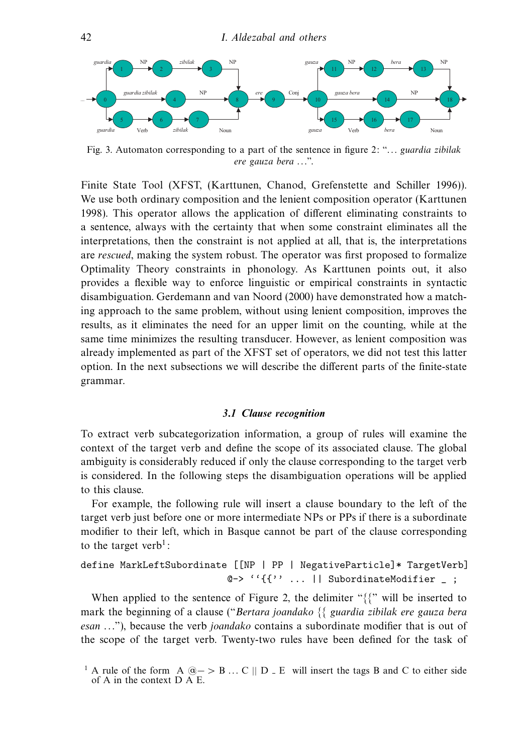Fig. 3. Automaton corresponding to a part of the sentence in figure 2: "... *guardia zibilak ere gauza bera* ...".

Finite State Tool (XFST, (Karttunen, Chanod, Grefenstette and Schiller 1996)). We use both ordinary composition and the lenient composition operator (Karttunen 1998). This operator allows the application of different eliminating constraints to a sentence, always with the certainty that when some constraint eliminates all the interpretations, then the constraint is not applied at all, that is, the interpretations are *rescued*, making the system robust. The operator was first proposed to formalize Optimality Theory constraints in phonology. As Karttunen points out, it also provides a flexible way to enforce linguistic or empirical constraints in syntactic disambiguation. Gerdemann and van Noord (2000) have demonstrated how a matching approach to the same problem, without using lenient composition, improves the results, as it eliminates the need for an upper limit on the counting, while at the same time minimizes the resulting transducer. However, as lenient composition was already implemented as part of the XFST set of operators, we did not test this latter option. In the next subsections we will describe the different parts of the finite-state grammar.

### 3.1 Clause recognition

To extract verb subcategorization information, a group of rules will examine the context of the target verb and define the scope of its associated clause. The global ambiguity is considerably reduced if only the clause corresponding to the target verb is considered. In the following steps the disambiguation operations will be applied to this clause.

For example, the following rule will insert a clause boundary to the left of the target verb just before one or more intermediate NPs or PPs if there is a subordinate modifier to their left, which in Basque cannot be part of the clause corresponding to the target verb[1]:

```
define MarkLeftSubordinate [[NP | PP | NegativeParticle]* TargetVerb]
                            @-> ''{{'' ... || SubordinateModifier _ ;
```

When applied to the sentence of Figure 2, the delimiter "{{" will be inserted to mark the beginning of a clause ("*Bertara joandako* {{ *guardia zibilak ere gauza bera esan* ..."), because the verb *joandako* contains a subordinate modifier that is out of the scope of the target verb. Twenty-two rules have been defined for the task of

[1] A rule of the form A @− > B ... C || D _ E will insert the tags B and C to either side of A in the context D A E.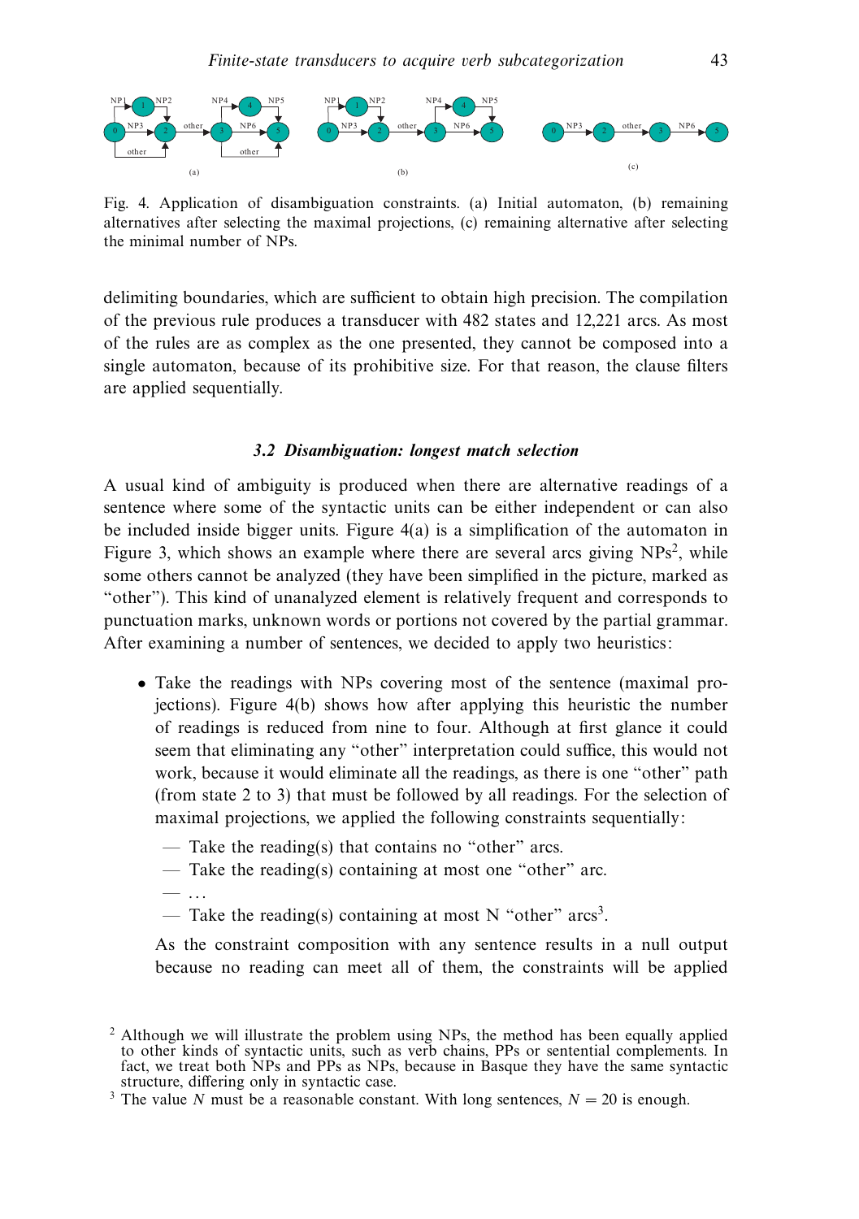NP1 NP2 NP4 NP5
0 NP3 2 other 3 NP6 5
other other
(a)

NP1 NP2 NP4 NP5
0 NP3 2 other 3 NP6 5
(b)

0 NP3 2 other 3 NP6 5
(c)

Fig. 4. Application of disambiguation constraints. (a) Initial automaton, (b) remaining alternatives after selecting the maximal projections, (c) remaining alternative after selecting the minimal number of NPs.

delimiting boundaries, which are sufficient to obtain high precision. The compilation of the previous rule produces a transducer with 482 states and 12,221 arcs. As most of the rules are as complex as the one presented, they cannot be composed into a single automaton, because of its prohibitive size. For that reason, the clause filters are applied sequentially.

### 3.2 Disambiguation: longest match selection

A usual kind of ambiguity is produced when there are alternative readings of a sentence where some of the syntactic units can be either independent or can also be included inside bigger units. Figure 4(a) is a simplification of the automaton in Figure 3, which shows an example where there are several arcs giving NPs[2], while some others cannot be analyzed (they have been simplified in the picture, marked as "other"). This kind of unanalyzed element is relatively frequent and corresponds to punctuation marks, unknown words or portions not covered by the partial grammar. After examining a number of sentences, we decided to apply two heuristics:

- Take the readings with NPs covering most of the sentence (maximal projections). Figure 4(b) shows how after applying this heuristic the number of readings is reduced from nine to four. Although at first glance it could seem that eliminating any "other" interpretation could suffice, this would not work, because it would eliminate all the readings, as there is one "other" path (from state 2 to 3) that must be followed by all readings. For the selection of maximal projections, we applied the following constraints sequentially:

  — Take the reading(s) that contains no "other" arcs.
  — Take the reading(s) containing at most one "other" arc.
  — . . .
  — Take the reading(s) containing at most N "other" arcs[3].

  As the constraint composition with any sentence results in a null output because no reading can meet all of them, the constraints will be applied

[2] Although we will illustrate the problem using NPs, the method has been equally applied to other kinds of syntactic units, such as verb chains, PPs or sentential complements. In fact, we treat both NPs and PPs as NPs, because in Basque they have the same syntactic structure, differing only in syntactic case.

[3] The value $N$ must be a reasonable constant. With long sentences, $N = 20$ is enough.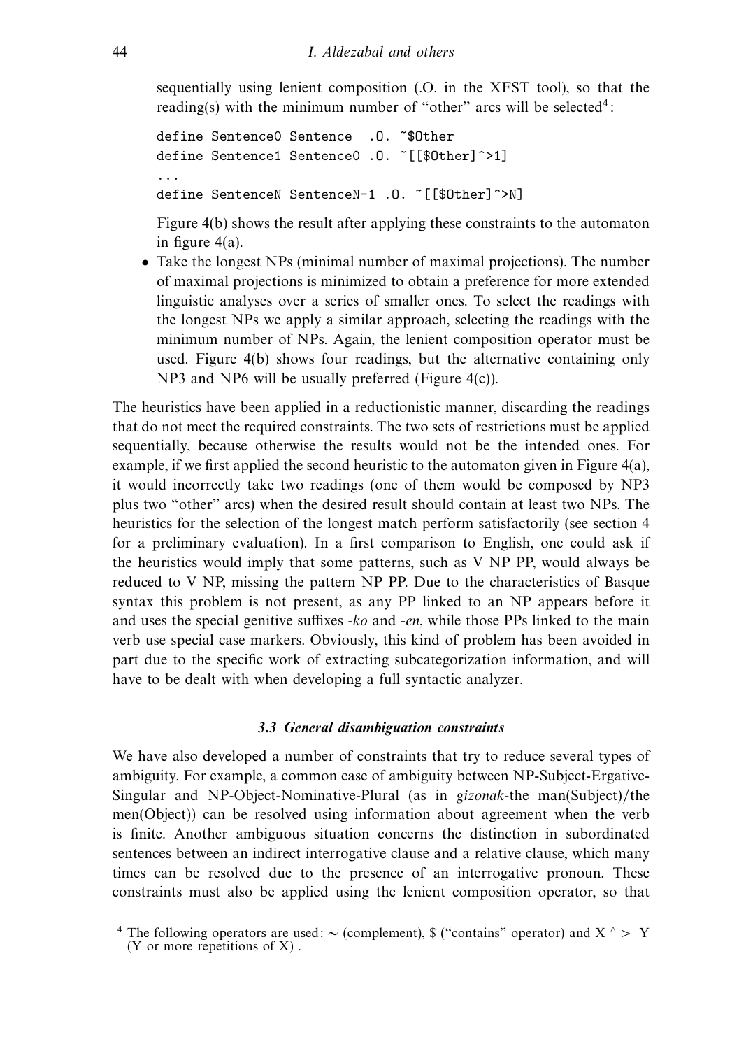sequentially using lenient composition (.O. in the XFST tool), so that the reading(s) with the minimum number of "other" arcs will be selected[4]:

```
define Sentence0 Sentence  .O. ~$Other
define Sentence1 Sentence0 .O. ~[[$Other]^>1]
...
define SentenceN SentenceN-1 .O. ~[[$Other]^>N]
```

Figure 4(b) shows the result after applying these constraints to the automaton in figure 4(a).

- Take the longest NPs (minimal number of maximal projections). The number of maximal projections is minimized to obtain a preference for more extended linguistic analyses over a series of smaller ones. To select the readings with the longest NPs we apply a similar approach, selecting the readings with the minimum number of NPs. Again, the lenient composition operator must be used. Figure 4(b) shows four readings, but the alternative containing only NP3 and NP6 will be usually preferred (Figure 4(c)).

The heuristics have been applied in a reductionistic manner, discarding the readings that do not meet the required constraints. The two sets of restrictions must be applied sequentially, because otherwise the results would not be the intended ones. For example, if we first applied the second heuristic to the automaton given in Figure 4(a), it would incorrectly take two readings (one of them would be composed by NP3 plus two "other" arcs) when the desired result should contain at least two NPs. The heuristics for the selection of the longest match perform satisfactorily (see section 4 for a preliminary evaluation). In a first comparison to English, one could ask if the heuristics would imply that some patterns, such as V NP PP, would always be reduced to V NP, missing the pattern NP PP. Due to the characteristics of Basque syntax this problem is not present, as any PP linked to an NP appears before it and uses the special genitive suffixes *-ko* and *-en*, while those PPs linked to the main verb use special case markers. Obviously, this kind of problem has been avoided in part due to the specific work of extracting subcategorization information, and will have to be dealt with when developing a full syntactic analyzer.

### *3.3 General disambiguation constraints*

We have also developed a number of constraints that try to reduce several types of ambiguity. For example, a common case of ambiguity between NP-Subject-Ergative-Singular and NP-Object-Nominative-Plural (as in *gizonak*-the man(Subject)/the men(Object)) can be resolved using information about agreement when the verb is finite. Another ambiguous situation concerns the distinction in subordinated sentences between an indirect interrogative clause and a relative clause, which many times can be resolved due to the presence of an interrogative pronoun. These constraints must also be applied using the lenient composition operator, so that

[4] The following operators are used: ~ (complement), $ ("contains" operator) and X ^> Y (Y or more repetitions of X) .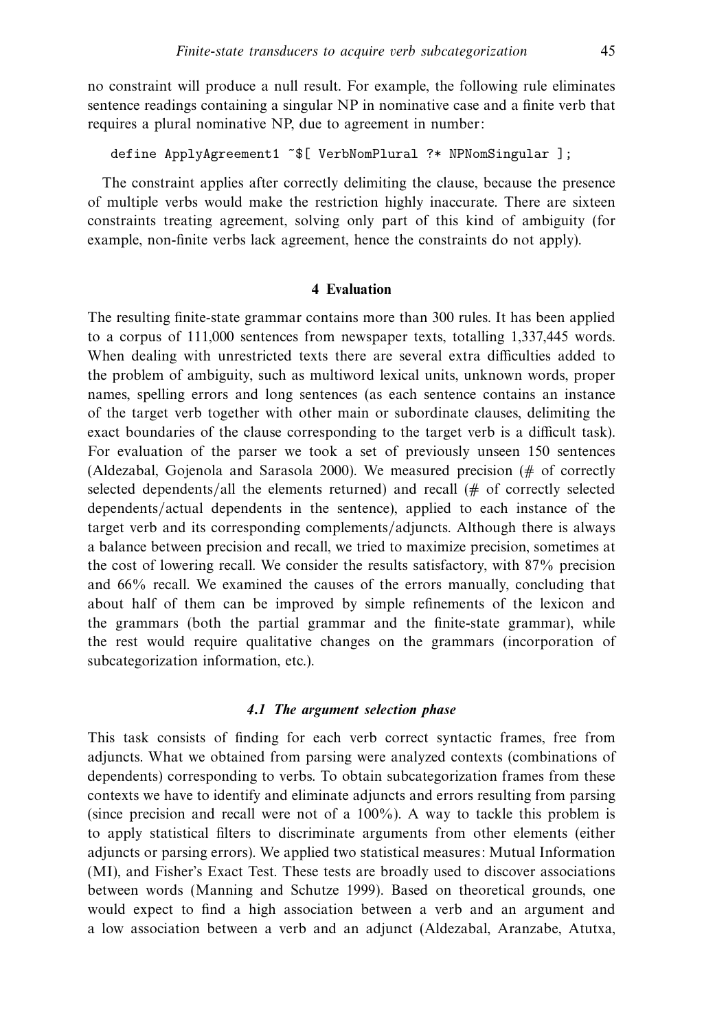no constraint will produce a null result. For example, the following rule eliminates sentence readings containing a singular NP in nominative case and a finite verb that requires a plural nominative NP, due to agreement in number:

```
define ApplyAgreement1 ~$[ VerbNomPlural ?* NPNomSingular ];
```

The constraint applies after correctly delimiting the clause, because the presence of multiple verbs would make the restriction highly inaccurate. There are sixteen constraints treating agreement, solving only part of this kind of ambiguity (for example, non-finite verbs lack agreement, hence the constraints do not apply).

## 4 Evaluation

The resulting finite-state grammar contains more than 300 rules. It has been applied to a corpus of 111,000 sentences from newspaper texts, totalling 1,337,445 words. When dealing with unrestricted texts there are several extra difficulties added to the problem of ambiguity, such as multiword lexical units, unknown words, proper names, spelling errors and long sentences (as each sentence contains an instance of the target verb together with other main or subordinate clauses, delimiting the exact boundaries of the clause corresponding to the target verb is a difficult task). For evaluation of the parser we took a set of previously unseen 150 sentences (Aldezabal, Gojenola and Sarasola 2000). We measured precision (# of correctly selected dependents/all the elements returned) and recall (# of correctly selected dependents/actual dependents in the sentence), applied to each instance of the target verb and its corresponding complements/adjuncts. Although there is always a balance between precision and recall, we tried to maximize precision, sometimes at the cost of lowering recall. We consider the results satisfactory, with 87% precision and 66% recall. We examined the causes of the errors manually, concluding that about half of them can be improved by simple refinements of the lexicon and the grammars (both the partial grammar and the finite-state grammar), while the rest would require qualitative changes on the grammars (incorporation of subcategorization information, etc.).

### 4.1 The argument selection phase

This task consists of finding for each verb correct syntactic frames, free from adjuncts. What we obtained from parsing were analyzed contexts (combinations of dependents) corresponding to verbs. To obtain subcategorization frames from these contexts we have to identify and eliminate adjuncts and errors resulting from parsing (since precision and recall were not of a 100%). A way to tackle this problem is to apply statistical filters to discriminate arguments from other elements (either adjuncts or parsing errors). We applied two statistical measures: Mutual Information (MI), and Fisher's Exact Test. These tests are broadly used to discover associations between words (Manning and Schutze 1999). Based on theoretical grounds, one would expect to find a high association between a verb and an argument and a low association between a verb and an adjunct (Aldezabal, Aranzabe, Atutxa,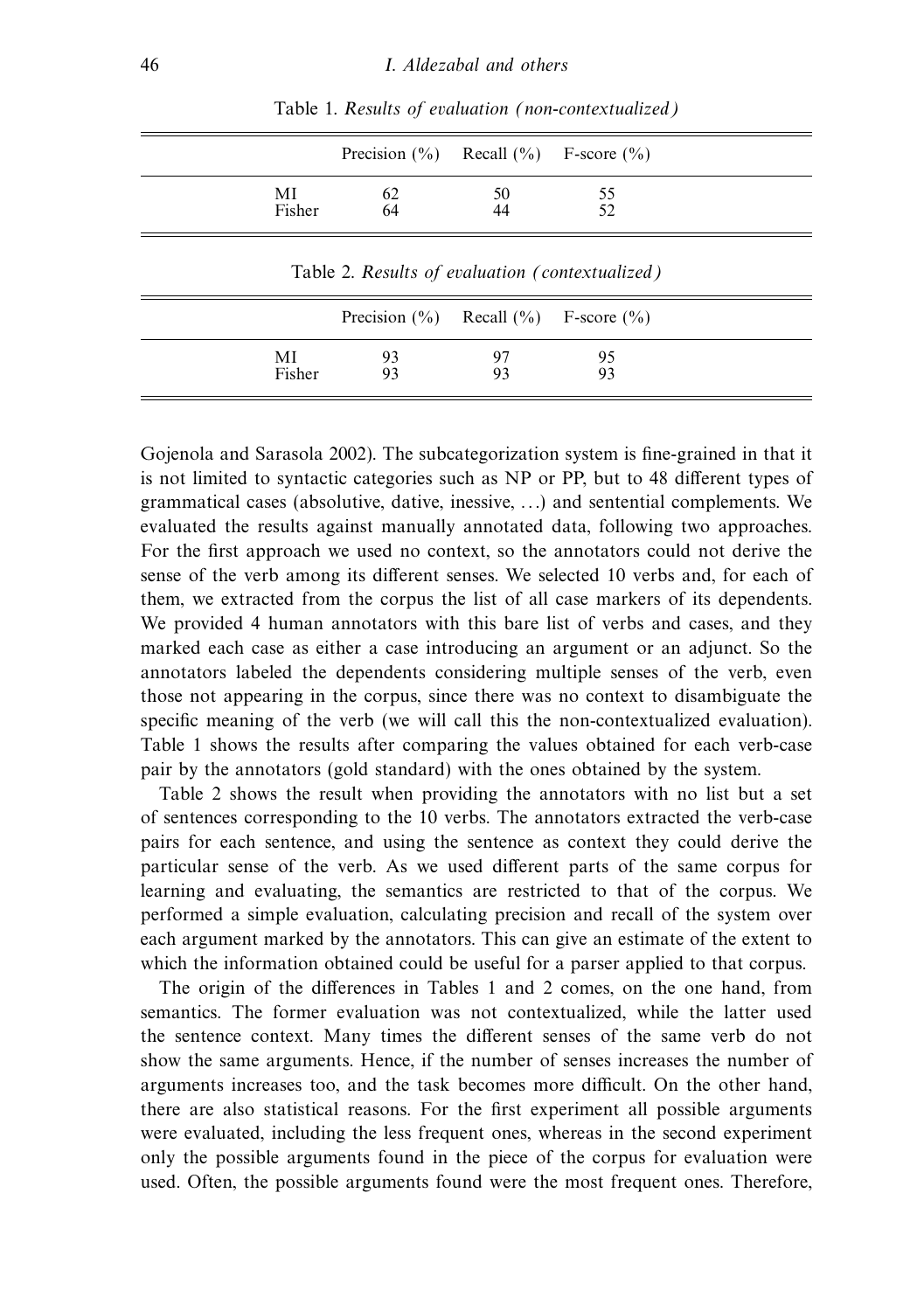Table 1. *Results of evaluation (non-contextualized)*

| | Precision (%) | Recall (%) | F-score (%) |
|---|---|---|---|
| MI | 62 | 50 | 55 |
| Fisher | 64 | 44 | 52 |

Table 2. *Results of evaluation (contextualized)*

| | Precision (%) | Recall (%) | F-score (%) |
|---|---|---|---|
| MI | 93 | 97 | 95 |
| Fisher | 93 | 93 | 93 |

Gojenola and Sarasola 2002). The subcategorization system is fine-grained in that it is not limited to syntactic categories such as NP or PP, but to 48 different types of grammatical cases (absolutive, dative, inessive, ...) and sentential complements. We evaluated the results against manually annotated data, following two approaches. For the first approach we used no context, so the annotators could not derive the sense of the verb among its different senses. We selected 10 verbs and, for each of them, we extracted from the corpus the list of all case markers of its dependents. We provided 4 human annotators with this bare list of verbs and cases, and they marked each case as either a case introducing an argument or an adjunct. So the annotators labeled the dependents considering multiple senses of the verb, even those not appearing in the corpus, since there was no context to disambiguate the specific meaning of the verb (we will call this the non-contextualized evaluation). Table 1 shows the results after comparing the values obtained for each verb-case pair by the annotators (gold standard) with the ones obtained by the system.

Table 2 shows the result when providing the annotators with no list but a set of sentences corresponding to the 10 verbs. The annotators extracted the verb-case pairs for each sentence, and using the sentence as context they could derive the particular sense of the verb. As we used different parts of the same corpus for learning and evaluating, the semantics are restricted to that of the corpus. We performed a simple evaluation, calculating precision and recall of the system over each argument marked by the annotators. This can give an estimate of the extent to which the information obtained could be useful for a parser applied to that corpus.

The origin of the differences in Tables 1 and 2 comes, on the one hand, from semantics. The former evaluation was not contextualized, while the latter used the sentence context. Many times the different senses of the same verb do not show the same arguments. Hence, if the number of senses increases the number of arguments increases too, and the task becomes more difficult. On the other hand, there are also statistical reasons. For the first experiment all possible arguments were evaluated, including the less frequent ones, whereas in the second experiment only the possible arguments found in the piece of the corpus for evaluation were used. Often, the possible arguments found were the most frequent ones. Therefore,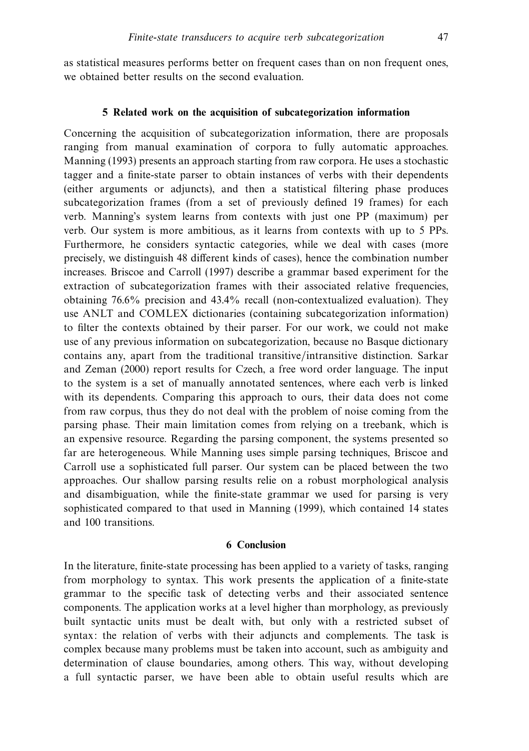as statistical measures performs better on frequent cases than on non frequent ones, we obtained better results on the second evaluation.

## 5 Related work on the acquisition of subcategorization information

Concerning the acquisition of subcategorization information, there are proposals ranging from manual examination of corpora to fully automatic approaches. Manning (1993) presents an approach starting from raw corpora. He uses a stochastic tagger and a finite-state parser to obtain instances of verbs with their dependents (either arguments or adjuncts), and then a statistical filtering phase produces subcategorization frames (from a set of previously defined 19 frames) for each verb. Manning's system learns from contexts with just one PP (maximum) per verb. Our system is more ambitious, as it learns from contexts with up to 5 PPs. Furthermore, he considers syntactic categories, while we deal with cases (more precisely, we distinguish 48 different kinds of cases), hence the combination number increases. Briscoe and Carroll (1997) describe a grammar based experiment for the extraction of subcategorization frames with their associated relative frequencies, obtaining 76.6% precision and 43.4% recall (non-contextualized evaluation). They use ANLT and COMLEX dictionaries (containing subcategorization information) to filter the contexts obtained by their parser. For our work, we could not make use of any previous information on subcategorization, because no Basque dictionary contains any, apart from the traditional transitive/intransitive distinction. Sarkar and Zeman (2000) report results for Czech, a free word order language. The input to the system is a set of manually annotated sentences, where each verb is linked with its dependents. Comparing this approach to ours, their data does not come from raw corpus, thus they do not deal with the problem of noise coming from the parsing phase. Their main limitation comes from relying on a treebank, which is an expensive resource. Regarding the parsing component, the systems presented so far are heterogeneous. While Manning uses simple parsing techniques, Briscoe and Carroll use a sophisticated full parser. Our system can be placed between the two approaches. Our shallow parsing results relie on a robust morphological analysis and disambiguation, while the finite-state grammar we used for parsing is very sophisticated compared to that used in Manning (1999), which contained 14 states and 100 transitions.

## 6 Conclusion

In the literature, finite-state processing has been applied to a variety of tasks, ranging from morphology to syntax. This work presents the application of a finite-state grammar to the specific task of detecting verbs and their associated sentence components. The application works at a level higher than morphology, as previously built syntactic units must be dealt with, but only with a restricted subset of syntax: the relation of verbs with their adjuncts and complements. The task is complex because many problems must be taken into account, such as ambiguity and determination of clause boundaries, among others. This way, without developing a full syntactic parser, we have been able to obtain useful results which are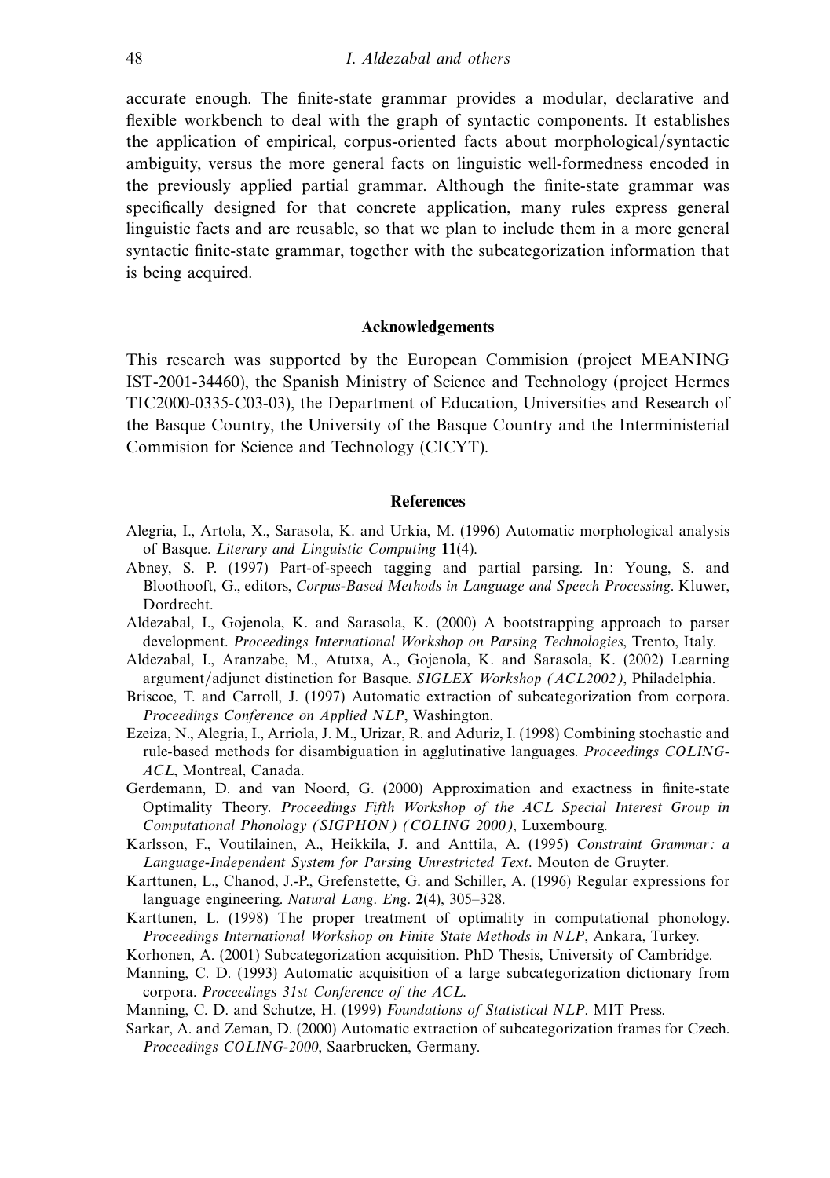accurate enough. The finite-state grammar provides a modular, declarative and flexible workbench to deal with the graph of syntactic components. It establishes the application of empirical, corpus-oriented facts about morphological/syntactic ambiguity, versus the more general facts on linguistic well-formedness encoded in the previously applied partial grammar. Although the finite-state grammar was specifically designed for that concrete application, many rules express general linguistic facts and are reusable, so that we plan to include them in a more general syntactic finite-state grammar, together with the subcategorization information that is being acquired.

## Acknowledgements

This research was supported by the European Commision (project MEANING IST-2001-34460), the Spanish Ministry of Science and Technology (project Hermes TIC2000-0335-C03-03), the Department of Education, Universities and Research of the Basque Country, the University of the Basque Country and the Interministerial Commision for Science and Technology (CICYT).

## References

Alegria, I., Artola, X., Sarasola, K. and Urkia, M. (1996) Automatic morphological analysis of Basque. *Literary and Linguistic Computing* **11**(4).

Abney, S. P. (1997) Part-of-speech tagging and partial parsing. In: Young, S. and Bloothooft, G., editors, *Corpus-Based Methods in Language and Speech Processing*. Kluwer, Dordrecht.

Aldezabal, I., Gojenola, K. and Sarasola, K. (2000) A bootstrapping approach to parser development. *Proceedings International Workshop on Parsing Technologies*, Trento, Italy.

Aldezabal, I., Aranzabe, M., Atutxa, A., Gojenola, K. and Sarasola, K. (2002) Learning argument/adjunct distinction for Basque. *SIGLEX Workshop (ACL2002)*, Philadelphia.

Briscoe, T. and Carroll, J. (1997) Automatic extraction of subcategorization from corpora. *Proceedings Conference on Applied NLP*, Washington.

Ezeiza, N., Alegria, I., Arriola, J. M., Urizar, R. and Aduriz, I. (1998) Combining stochastic and rule-based methods for disambiguation in agglutinative languages. *Proceedings COLING-ACL*, Montreal, Canada.

Gerdemann, D. and van Noord, G. (2000) Approximation and exactness in finite-state Optimality Theory. *Proceedings Fifth Workshop of the ACL Special Interest Group in Computational Phonology (SIGPHON) (COLING 2000)*, Luxembourg.

Karlsson, F., Voutilainen, A., Heikkila, J. and Anttila, A. (1995) *Constraint Grammar: a Language-Independent System for Parsing Unrestricted Text*. Mouton de Gruyter.

Karttunen, L., Chanod, J.-P., Grefenstette, G. and Schiller, A. (1996) Regular expressions for language engineering. *Natural Lang. Eng.* **2**(4), 305–328.

Karttunen, L. (1998) The proper treatment of optimality in computational phonology. *Proceedings International Workshop on Finite State Methods in NLP*, Ankara, Turkey.

Korhonen, A. (2001) Subcategorization acquisition. PhD Thesis, University of Cambridge.

Manning, C. D. (1993) Automatic acquisition of a large subcategorization dictionary from corpora. *Proceedings 31st Conference of the ACL*.

Manning, C. D. and Schutze, H. (1999) *Foundations of Statistical NLP*. MIT Press.

Sarkar, A. and Zeman, D. (2000) Automatic extraction of subcategorization frames for Czech. *Proceedings COLING-2000*, Saarbrucken, Germany.